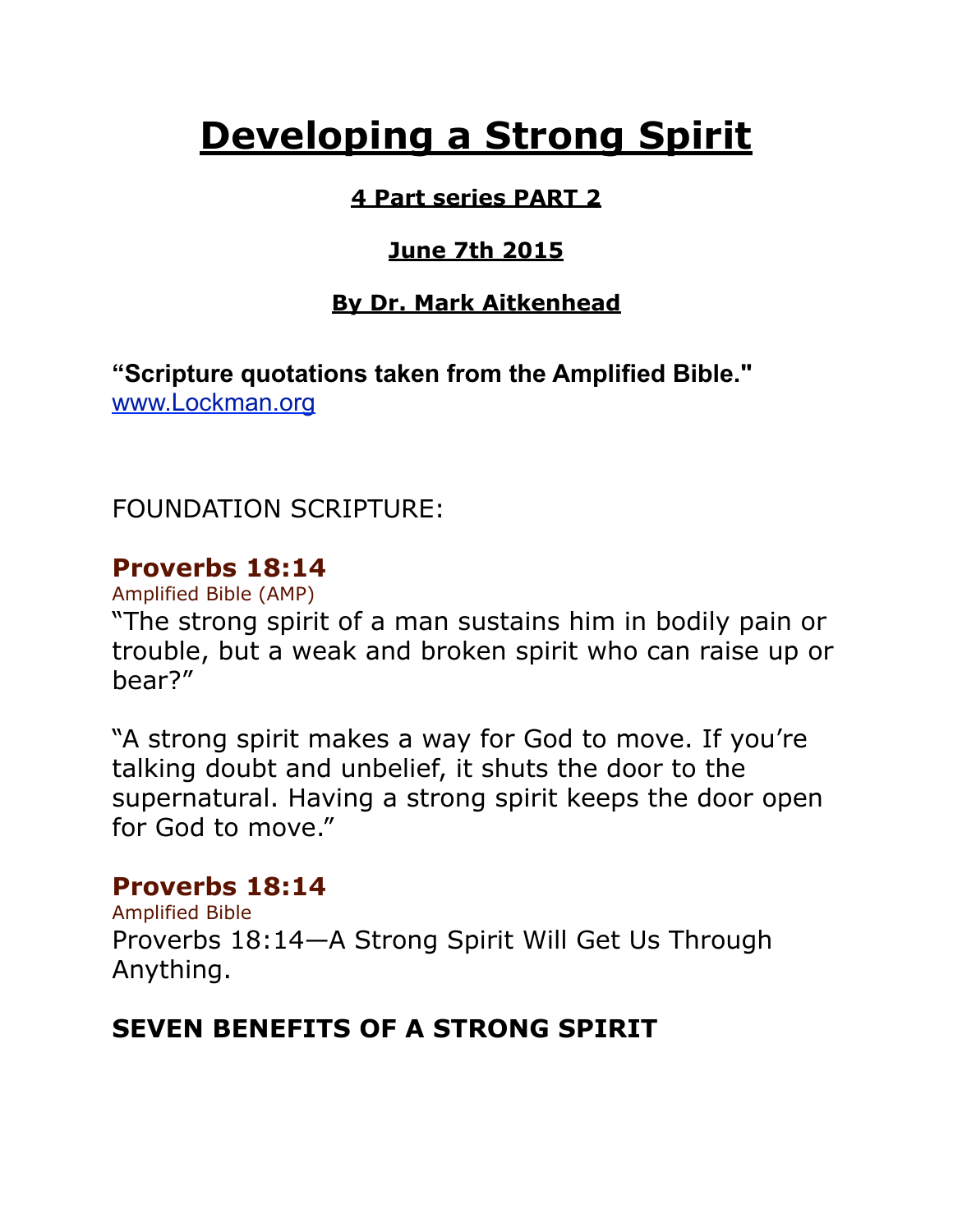# Developing a Strong Spirit

**4 Part series PART 2**

**June 7th 2015**

**By Dr. Mark Aitkenhead**

**"Scripture quotations taken from the Amplified Bible."**
[www.Lockman.org](http://www.Lockman.org)

FOUNDATION SCRIPTURE:

### Proverbs 18:14

Amplified Bible (AMP)

"The strong spirit of a man sustains him in bodily pain or trouble, but a weak and broken spirit who can raise up or bear?"

"A strong spirit makes a way for God to move. If you're talking doubt and unbelief, it shuts the door to the supernatural. Having a strong spirit keeps the door open for God to move."

### Proverbs 18:14

Amplified Bible

Proverbs 18:14—A Strong Spirit Will Get Us Through Anything.

**SEVEN BENEFITS OF A STRONG SPIRIT**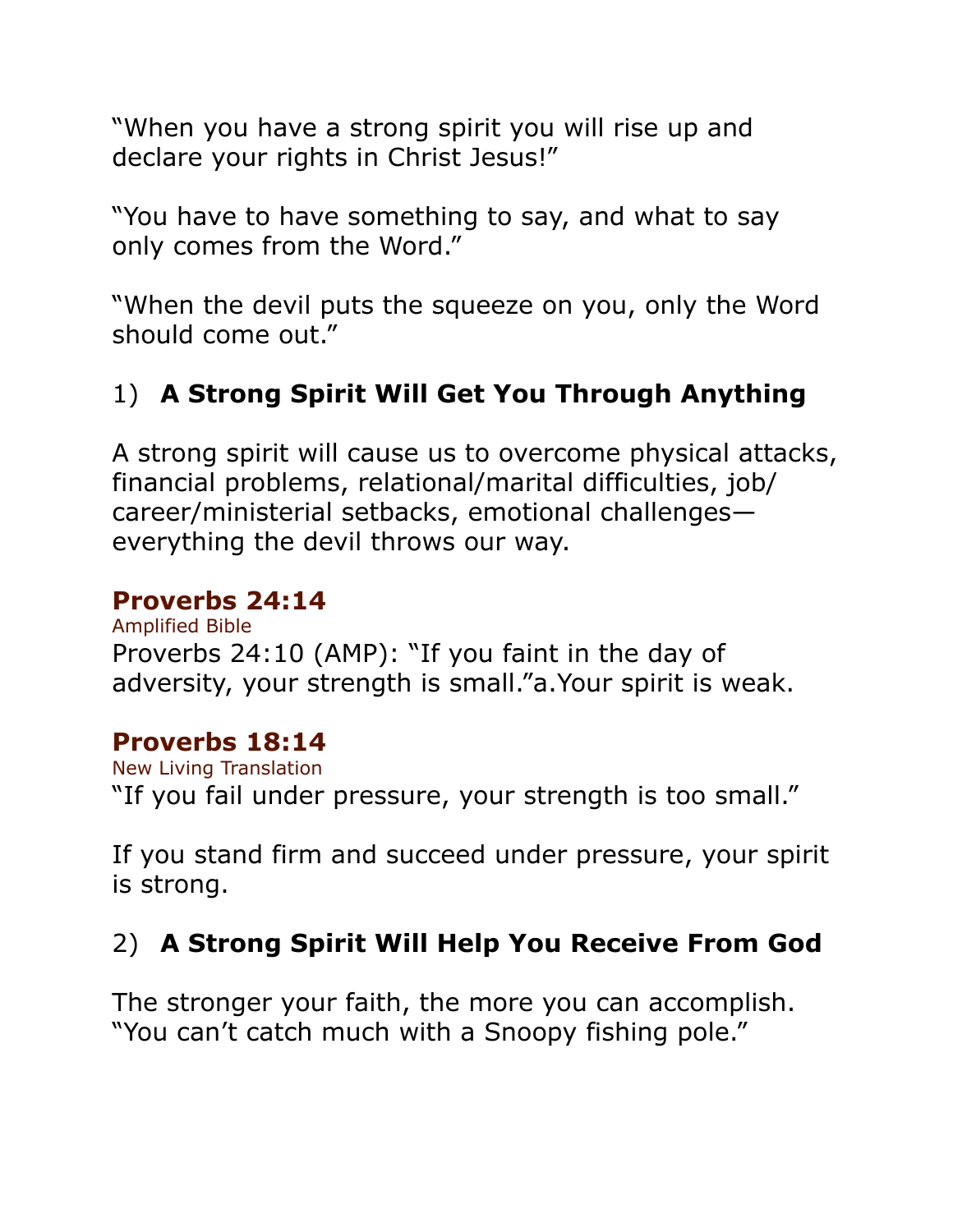"When you have a strong spirit you will rise up and declare your rights in Christ Jesus!"

"You have to have something to say, and what to say only comes from the Word."

"When the devil puts the squeeze on you, only the Word should come out."

## 1) **A Strong Spirit Will Get You Through Anything**

A strong spirit will cause us to overcome physical attacks, financial problems, relational/marital difficulties, job/career/ministerial setbacks, emotional challenges—everything the devil throws our way.

**Proverbs 24:14**
Amplified Bible
Proverbs 24:10 (AMP): "If you faint in the day of adversity, your strength is small."a.Your spirit is weak.

**Proverbs 18:14**
New Living Translation
"If you fail under pressure, your strength is too small."

If you stand firm and succeed under pressure, your spirit is strong.

## 2) **A Strong Spirit Will Help You Receive From God**

The stronger your faith, the more you can accomplish.
"You can't catch much with a Snoopy fishing pole."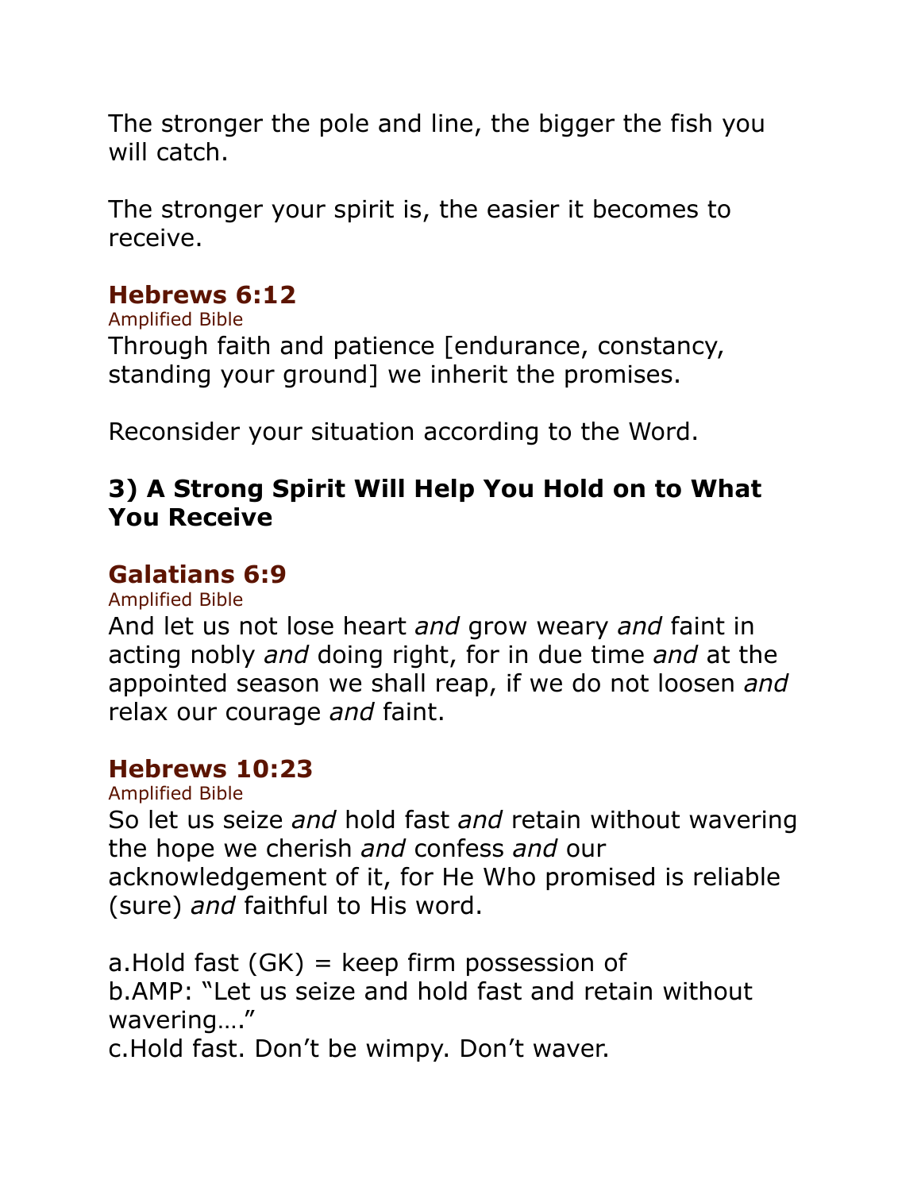The stronger the pole and line, the bigger the fish you will catch.

The stronger your spirit is, the easier it becomes to receive.

## Hebrews 6:12

Amplified Bible

Through faith and patience [endurance, constancy, standing your ground] we inherit the promises.

Reconsider your situation according to the Word.

### 3) A Strong Spirit Will Help You Hold on to What You Receive

## Galatians 6:9

Amplified Bible

And let us not lose heart *and* grow weary *and* faint in acting nobly *and* doing right, for in due time *and* at the appointed season we shall reap, if we do not loosen *and* relax our courage *and* faint.

## Hebrews 10:23

Amplified Bible

So let us seize *and* hold fast *and* retain without wavering the hope we cherish *and* confess *and* our acknowledgement of it, for He Who promised is reliable (sure) *and* faithful to His word.

a.Hold fast (GK) = keep firm possession of
b.AMP: "Let us seize and hold fast and retain without wavering…."
c.Hold fast. Don't be wimpy. Don't waver.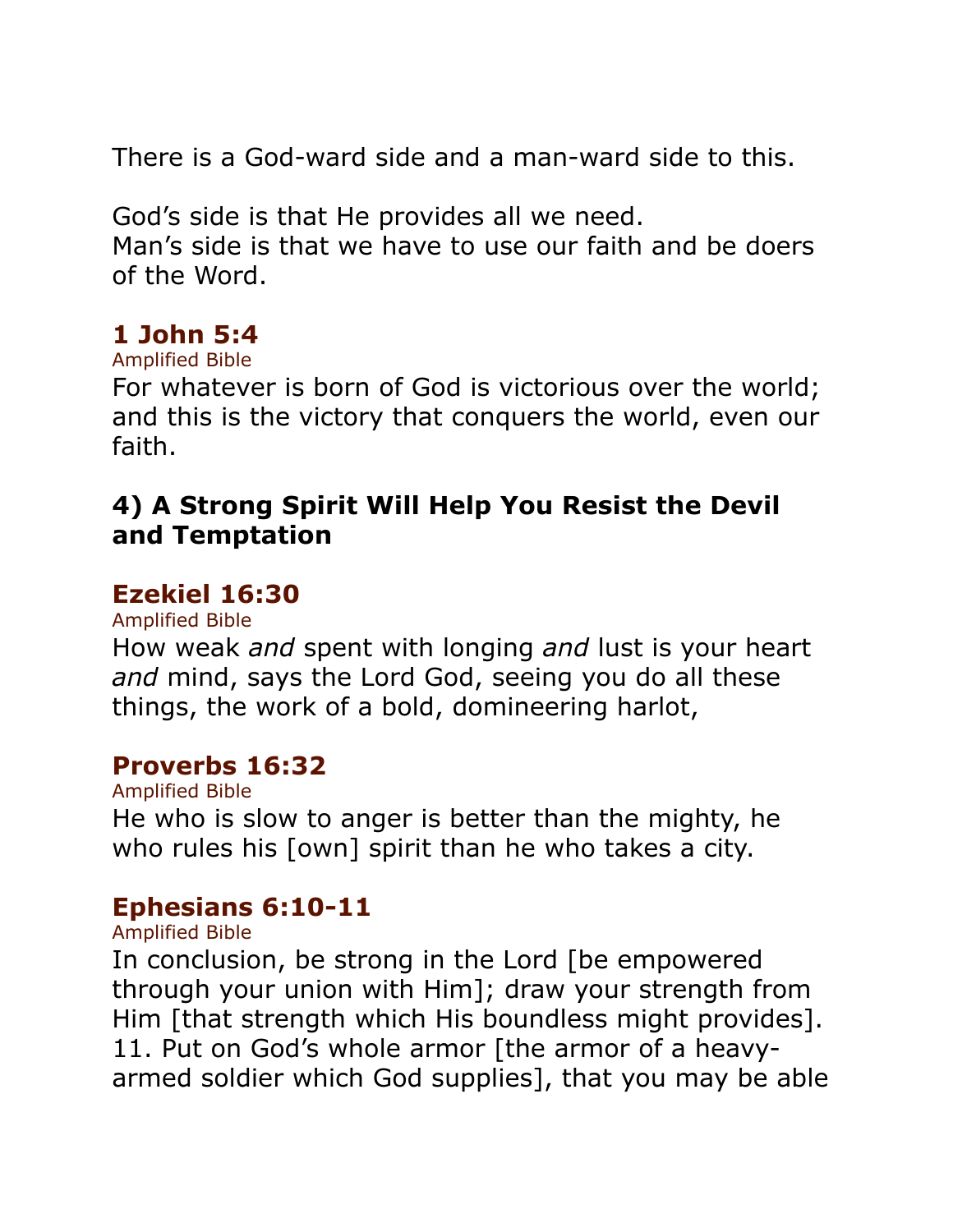There is a God-ward side and a man-ward side to this.

God's side is that He provides all we need.
Man's side is that we have to use our faith and be doers of the Word.

### 1 John 5:4

Amplified Bible

For whatever is born of God is victorious over the world; and this is the victory that conquers the world, even our faith.

## 4) A Strong Spirit Will Help You Resist the Devil and Temptation

### Ezekiel 16:30

Amplified Bible

How weak *and* spent with longing *and* lust is your heart *and* mind, says the Lord God, seeing you do all these things, the work of a bold, domineering harlot,

### Proverbs 16:32

Amplified Bible

He who is slow to anger is better than the mighty, he who rules his [own] spirit than he who takes a city.

### Ephesians 6:10-11

Amplified Bible

In conclusion, be strong in the Lord [be empowered through your union with Him]; draw your strength from Him [that strength which His boundless might provides].
11. Put on God's whole armor [the armor of a heavy-armed soldier which God supplies], that you may be able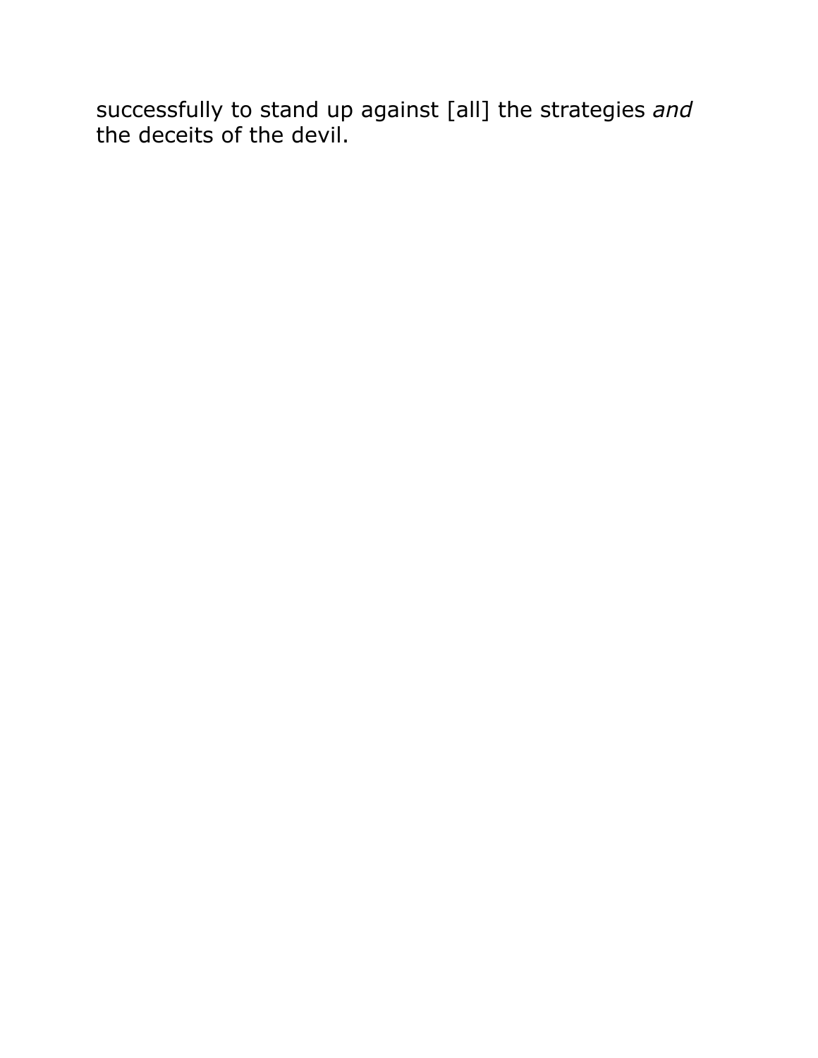successfully to stand up against [all] the strategies *and* the deceits of the devil.